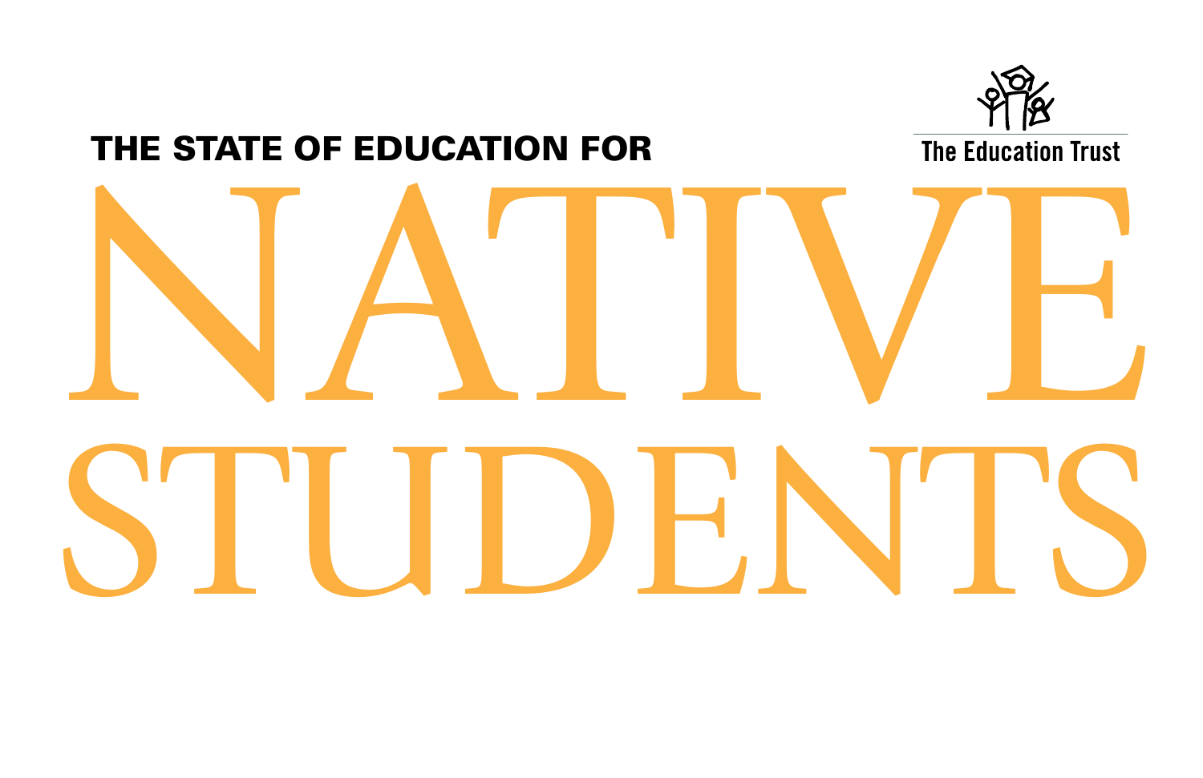The Education Trust

# THE STATE OF EDUCATION FOR NATIVE STUDENTS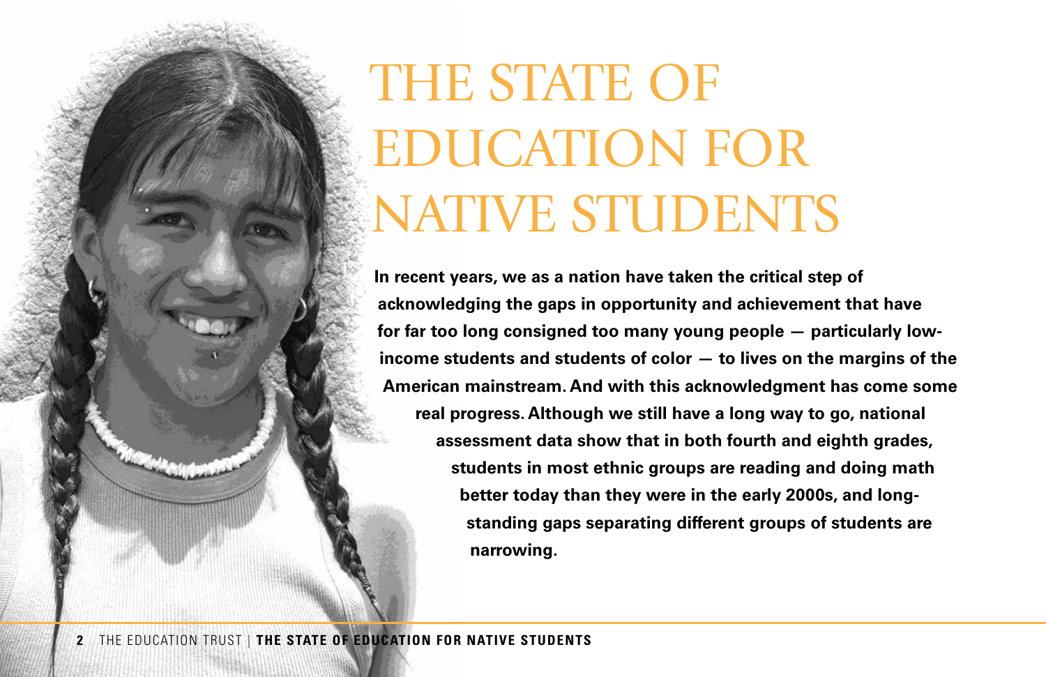# THE STATE OF EDUCATION FOR NATIVE STUDENTS

**In recent years, we as a nation have taken the critical step of acknowledging the gaps in opportunity and achievement that have for far too long consigned too many young people — particularly low-income students and students of color — to lives on the margins of the American mainstream. And with this acknowledgment has come some real progress. Although we still have a long way to go, national assessment data show that in both fourth and eighth grades, students in most ethnic groups are reading and doing math better today than they were in the early 2000s, and long-standing gaps separating different groups of students are narrowing.**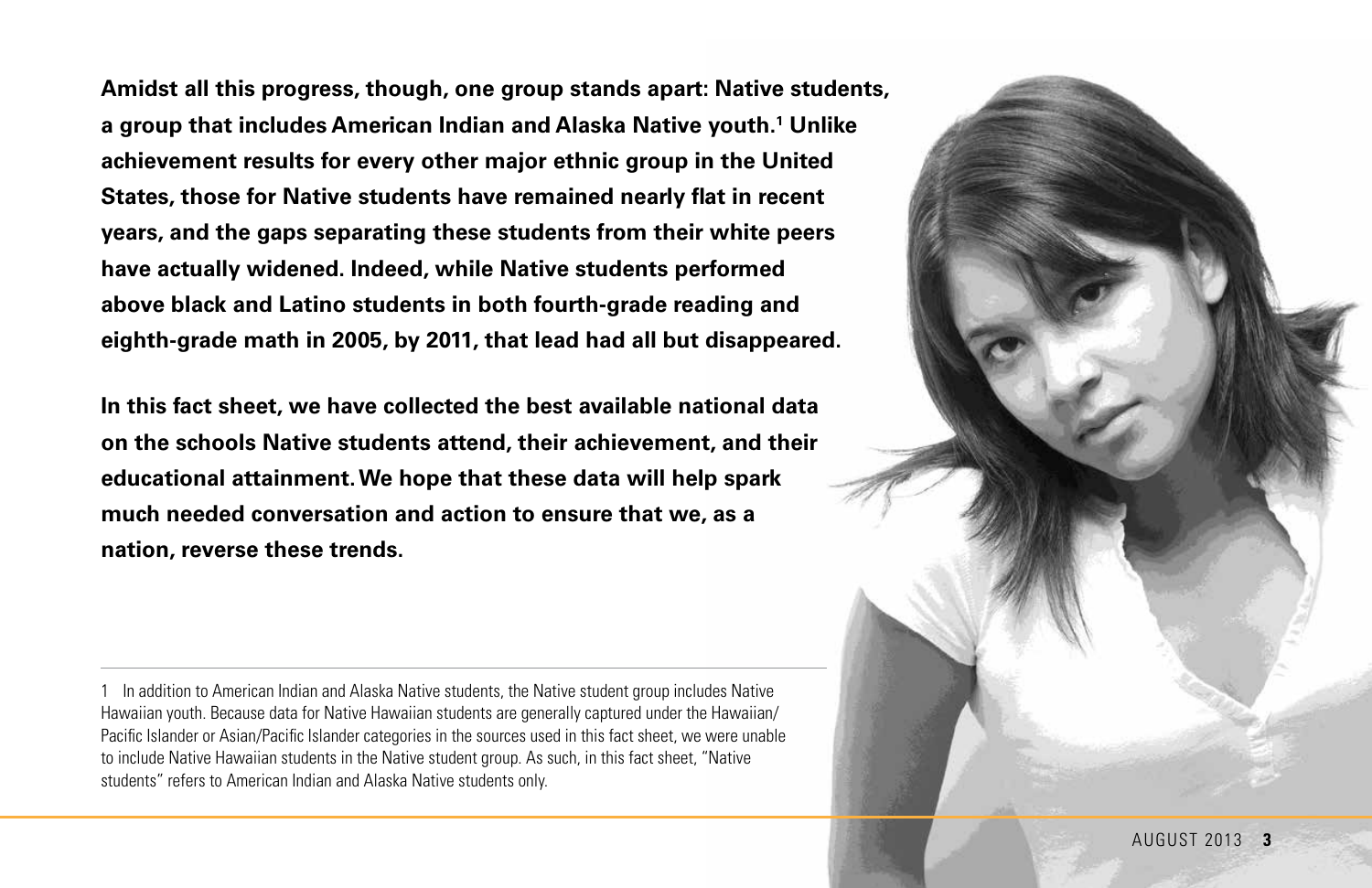**Amidst all this progress, though, one group stands apart: Native students, a group that includes American Indian and Alaska Native youth.[1] Unlike achievement results for every other major ethnic group in the United States, those for Native students have remained nearly flat in recent years, and the gaps separating these students from their white peers have actually widened. Indeed, while Native students performed above black and Latino students in both fourth-grade reading and eighth-grade math in 2005, by 2011, that lead had all but disappeared.**

**In this fact sheet, we have collected the best available national data on the schools Native students attend, their achievement, and their educational attainment. We hope that these data will help spark much needed conversation and action to ensure that we, as a nation, reverse these trends.**

---

1 In addition to American Indian and Alaska Native students, the Native student group includes Native Hawaiian youth. Because data for Native Hawaiian students are generally captured under the Hawaiian/Pacific Islander or Asian/Pacific Islander categories in the sources used in this fact sheet, we were unable to include Native Hawaiian students in the Native student group. As such, in this fact sheet, "Native students" refers to American Indian and Alaska Native students only.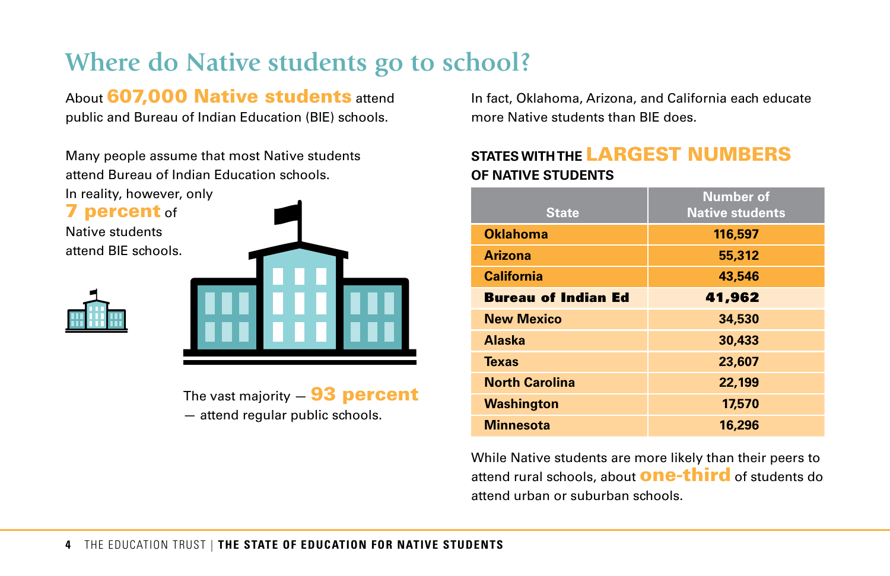# Where do Native students go to school?

About **607,000 Native students** attend public and Bureau of Indian Education (BIE) schools.

Many people assume that most Native students attend Bureau of Indian Education schools. In reality, however, only **7 percent** of Native students attend BIE schools.

The vast majority — **93 percent** — attend regular public schools.

In fact, Oklahoma, Arizona, and California each educate more Native students than BIE does.

**STATES WITH THE LARGEST NUMBERS OF NATIVE STUDENTS**

| State | Number of Native students |
|---|---|
| **Oklahoma** | **116,597** |
| **Arizona** | **55,312** |
| **California** | **43,546** |
| **Bureau of Indian Ed** | **41,962** |
| **New Mexico** | **34,530** |
| **Alaska** | **30,433** |
| **Texas** | **23,607** |
| **North Carolina** | **22,199** |
| **Washington** | **17,570** |
| **Minnesota** | **16,296** |

While Native students are more likely than their peers to attend rural schools, about **one-third** of students do attend urban or suburban schools.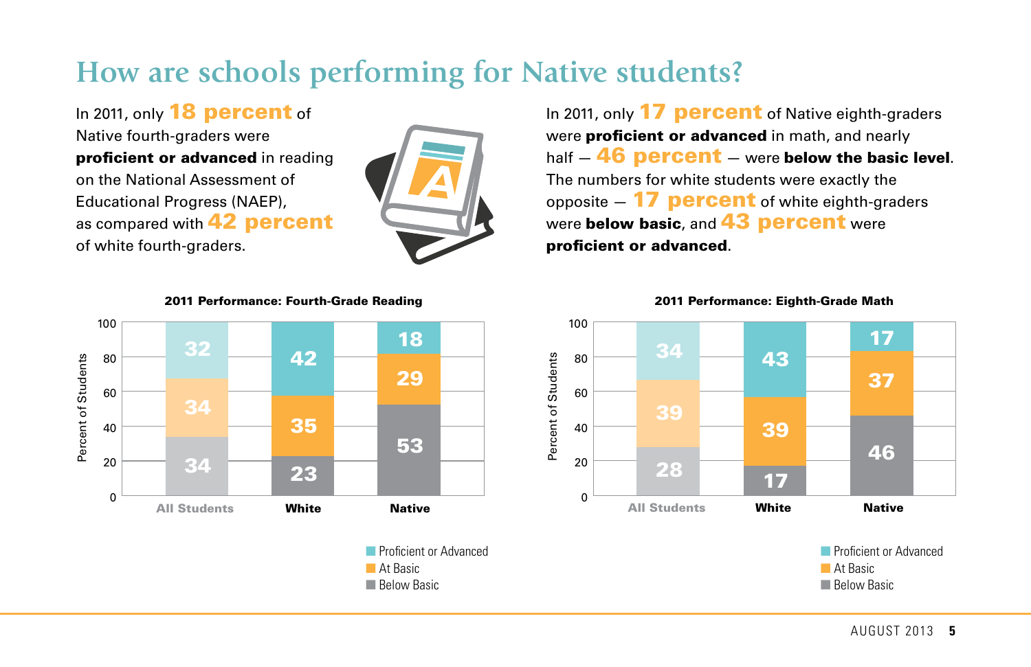# How are schools performing for Native students?

In 2011, only **18 percent** of Native fourth-graders were **proficient or advanced** in reading on the National Assessment of Educational Progress (NAEP), as compared with **42 percent** of white fourth-graders.

In 2011, only **17 percent** of Native eighth-graders were **proficient or advanced** in math, and nearly half — **46 percent** — were **below the basic level**. The numbers for white students were exactly the opposite — **17 percent** of white eighth-graders were **below basic**, and **43 percent** were **proficient or advanced**.

**2011 Performance: Fourth-Grade Reading**

| Percent of Students | All Students | White | Native |
|---|---|---|---|
| Proficient or Advanced | 32 | 42 | 18 |
| At Basic | 34 | 35 | 29 |
| Below Basic | 34 | 23 | 53 |

**2011 Performance: Eighth-Grade Math**

| Percent of Students | All Students | White | Native |
|---|---|---|---|
| Proficient or Advanced | 34 | 43 | 17 |
| At Basic | 39 | 39 | 37 |
| Below Basic | 28 | 17 | 46 |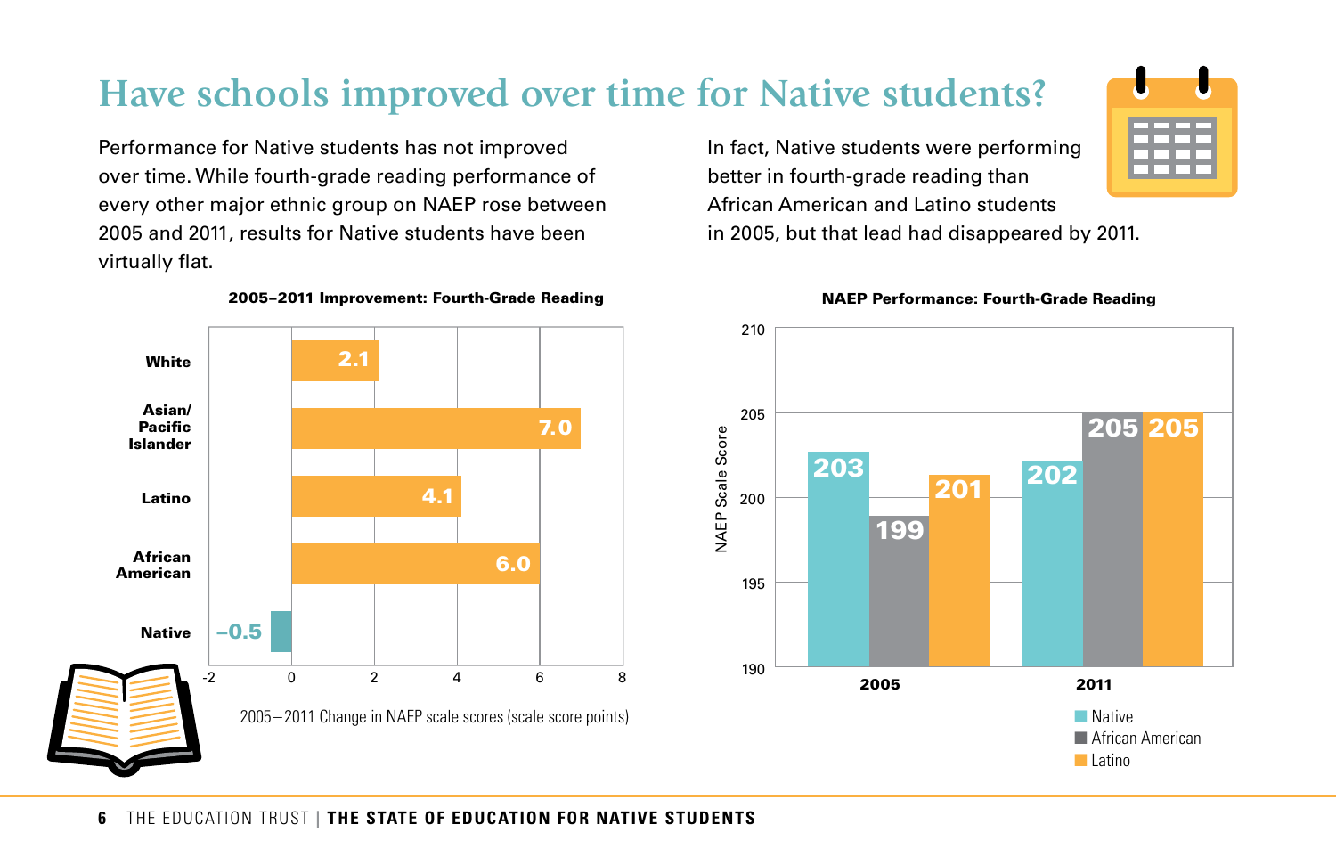# Have schools improved over time for Native students?

Performance for Native students has not improved over time. While fourth-grade reading performance of every other major ethnic group on NAEP rose between 2005 and 2011, results for Native students have been virtually flat.

In fact, Native students were performing better in fourth-grade reading than African American and Latino students in 2005, but that lead had disappeared by 2011.

**2005–2011 Improvement: Fourth-Grade Reading**

| Group | 2005–2011 Change in NAEP scale scores (scale score points) |
| --- | --- |
| White | 2.1 |
| Asian/Pacific Islander | 7.0 |
| Latino | 4.1 |
| African American | 6.0 |
| Native | −0.5 |

**NAEP Performance: Fourth-Grade Reading**

| Year | Native | African American | Latino |
| --- | --- | --- | --- |
| 2005 | 203 | 199 | 201 |
| 2011 | 202 | 205 | 205 |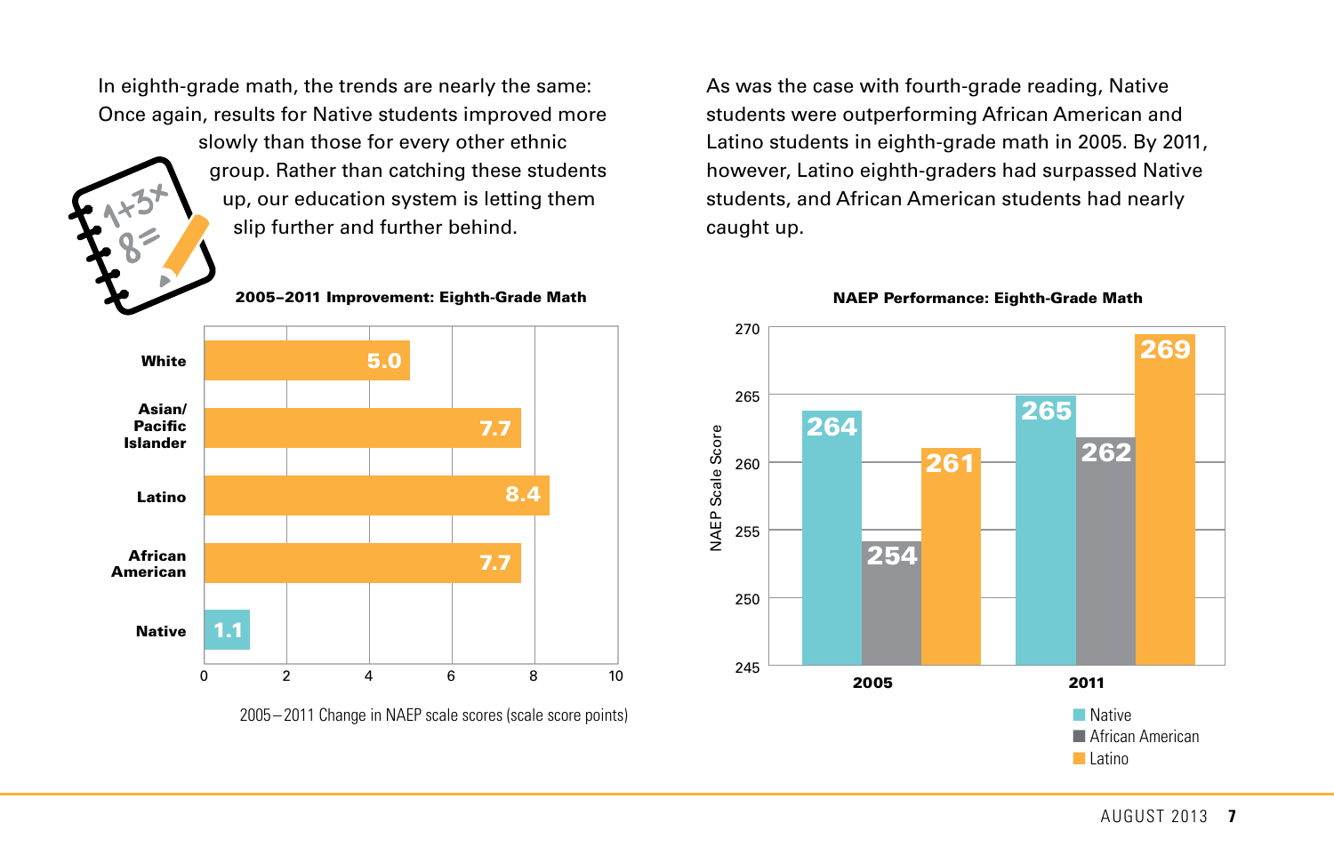In eighth-grade math, the trends are nearly the same: Once again, results for Native students improved more slowly than those for every other ethnic group. Rather than catching these students up, our education system is letting them slip further and further behind.

**2005–2011 Improvement: Eighth-Grade Math**

| Group | 2005–2011 Change in NAEP scale scores (scale score points) |
| --- | --- |
| White | 5.0 |
| Asian/Pacific Islander | 7.7 |
| Latino | 8.4 |
| African American | 7.7 |
| Native | 1.1 |

As was the case with fourth-grade reading, Native students were outperforming African American and Latino students in eighth-grade math in 2005. By 2011, however, Latino eighth-graders had surpassed Native students, and African American students had nearly caught up.

**NAEP Performance: Eighth-Grade Math**

| NAEP Scale Score | 2005 | 2011 |
| --- | --- | --- |
| Native | 264 | 265 |
| African American | 254 | 262 |
| Latino | 261 | 269 |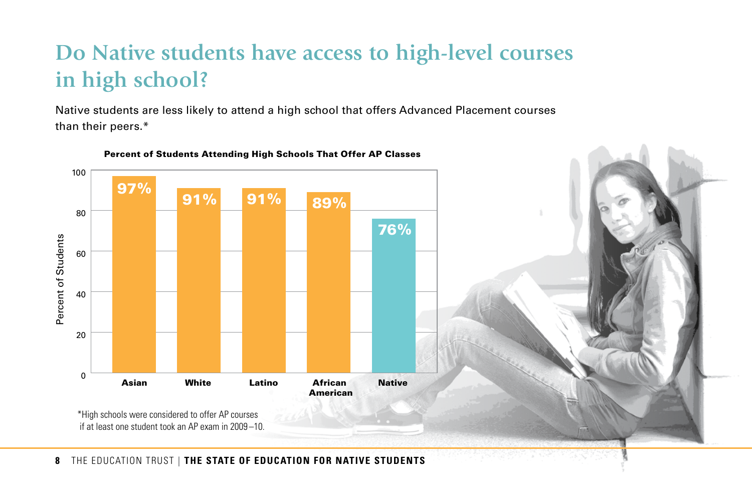# Do Native students have access to high-level courses in high school?

Native students are less likely to attend a high school that offers Advanced Placement courses than their peers.*

**Percent of Students Attending High Schools That Offer AP Classes**

| Group | Percent of Students |
|---|---|
| Asian | 97% |
| White | 91% |
| Latino | 91% |
| African American | 89% |
| Native | 76% |

*High schools were considered to offer AP courses if at least one student took an AP exam in 2009–10.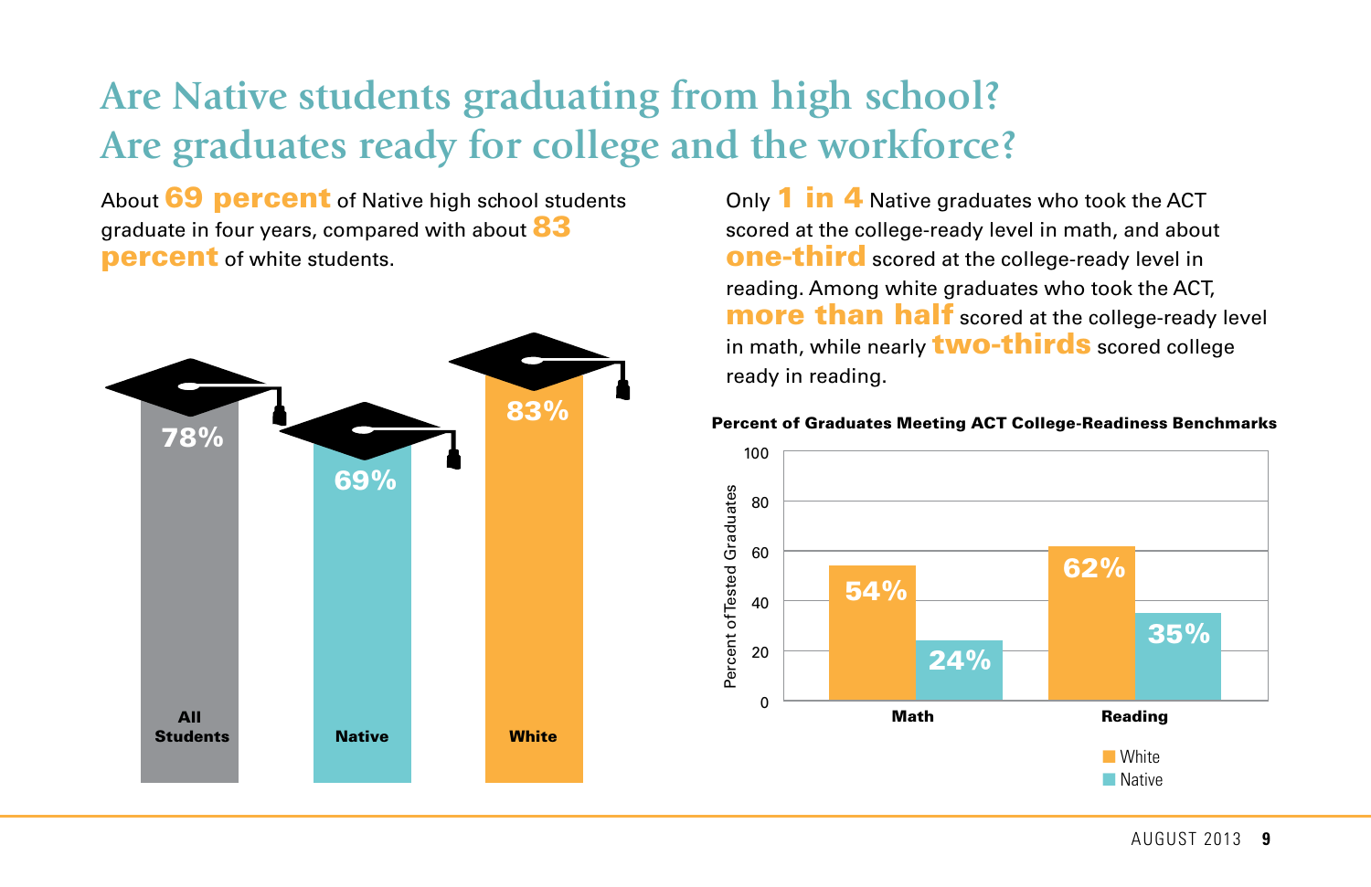# Are Native students graduating from high school? Are graduates ready for college and the workforce?

About **69 percent** of Native high school students graduate in four years, compared with about **83 percent** of white students.

| All Students | Native | White |
|---|---|---|
| 78% | 69% | 83% |

Only **1 in 4** Native graduates who took the ACT scored at the college-ready level in math, and about **one-third** scored at the college-ready level in reading. Among white graduates who took the ACT, **more than half** scored at the college-ready level in math, while nearly **two-thirds** scored college ready in reading.

**Percent of Graduates Meeting ACT College-Readiness Benchmarks**

| | White | Native |
|---|---|---|
| Math | 54% | 24% |
| Reading | 62% | 35% |

Percent of Tested Graduates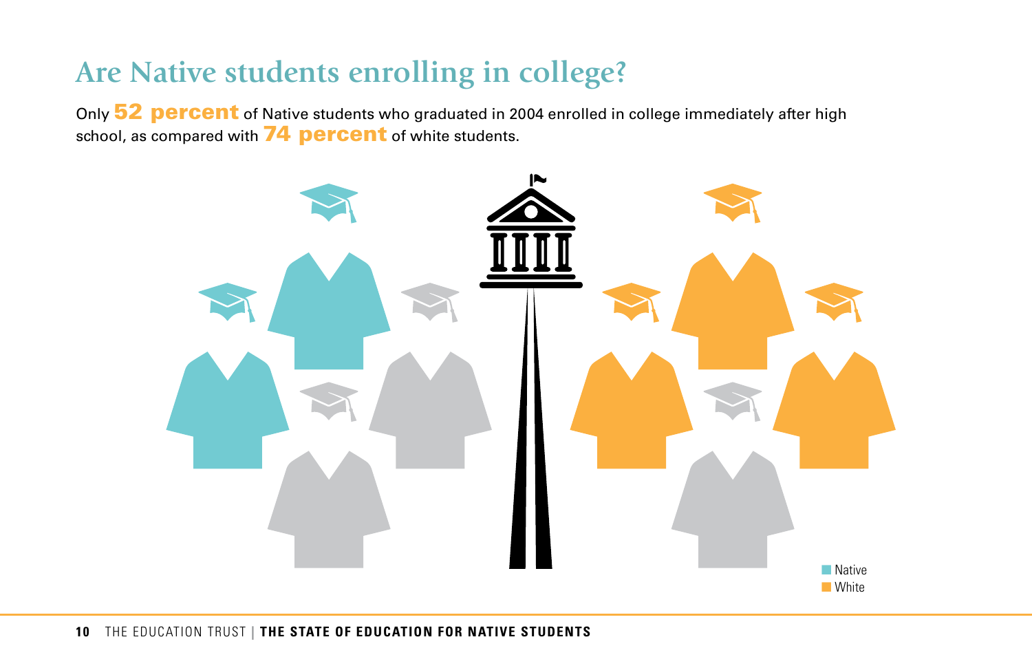# Are Native students enrolling in college?

Only **52 percent** of Native students who graduated in 2004 enrolled in college immediately after high school, as compared with **74 percent** of white students.

Native
White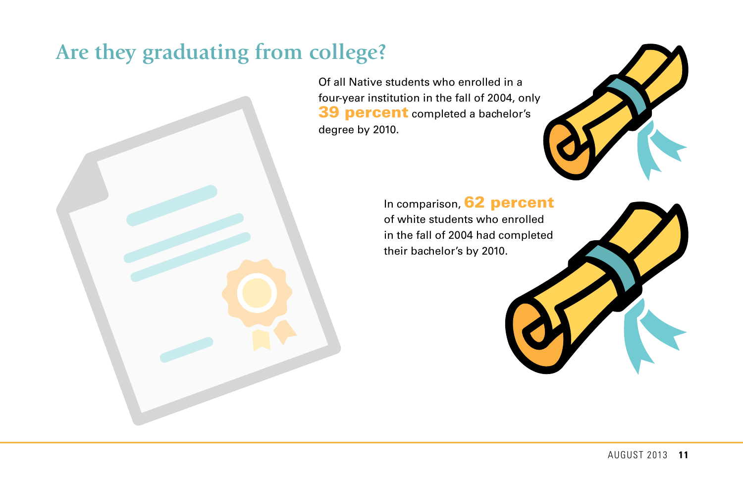## Are they graduating from college?

Of all Native students who enrolled in a four-year institution in the fall of 2004, only **39 percent** completed a bachelor's degree by 2010.

In comparison, **62 percent** of white students who enrolled in the fall of 2004 had completed their bachelor's by 2010.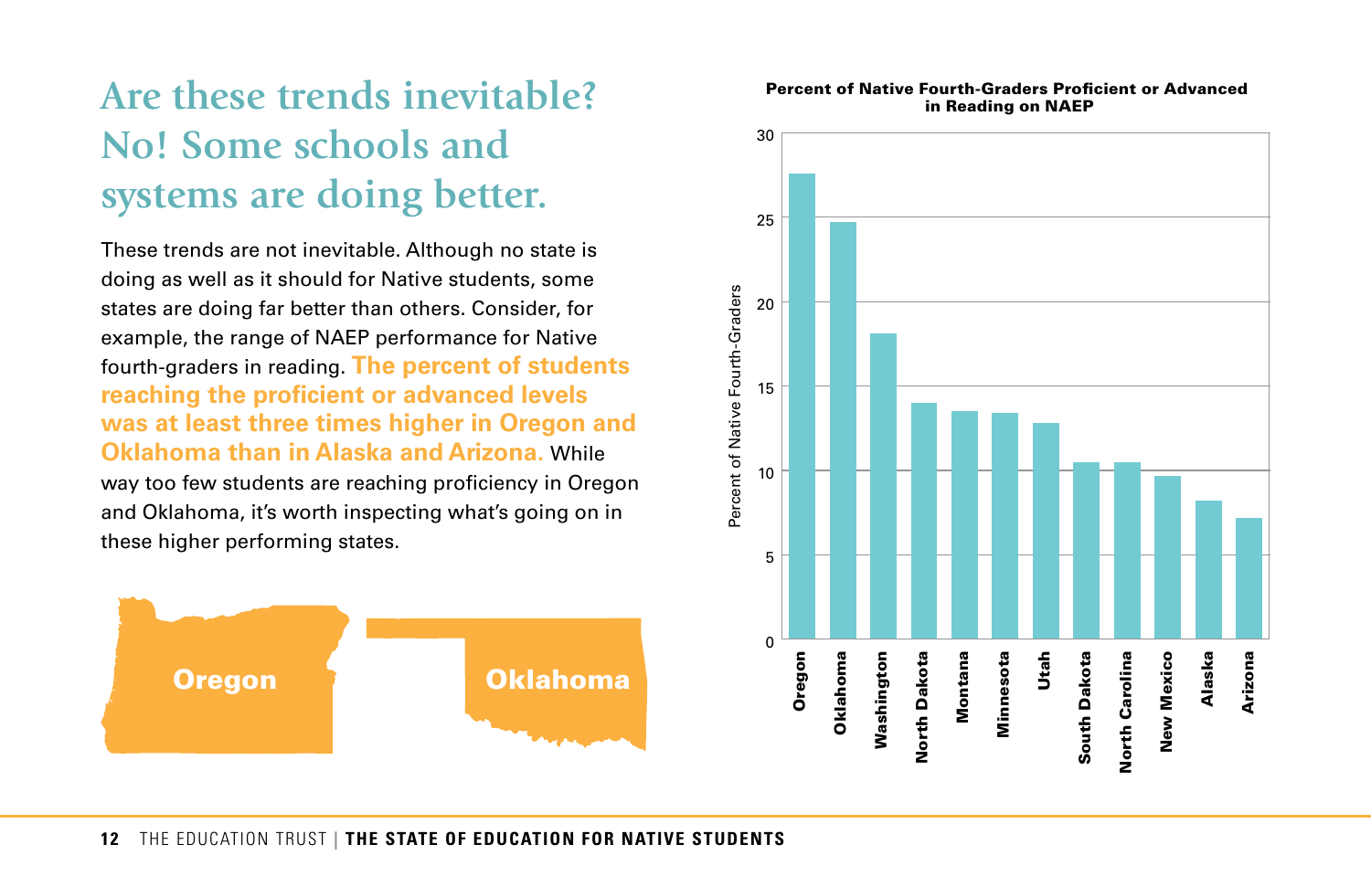# Are these trends inevitable? No! Some schools and systems are doing better.

These trends are not inevitable. Although no state is doing as well as it should for Native students, some states are doing far better than others. Consider, for example, the range of NAEP performance for Native fourth-graders in reading. **The percent of students reaching the proficient or advanced levels was at least three times higher in Oregon and Oklahoma than in Alaska and Arizona.** While way too few students are reaching proficiency in Oregon and Oklahoma, it's worth inspecting what's going on in these higher performing states.

Oregon

Oklahoma

**Percent of Native Fourth-Graders Proficient or Advanced in Reading on NAEP**

Percent of Native Fourth-Graders

| State | Percent |
|---|---|
| Oregon | 27.6 |
| Oklahoma | 24.7 |
| Washington | 18.1 |
| North Dakota | 14 |
| Montana | 13.5 |
| Minnesota | 13.4 |
| Utah | 12.8 |
| South Dakota | 10.5 |
| North Carolina | 10.5 |
| New Mexico | 9.7 |
| Alaska | 8.2 |
| Arizona | 7.2 |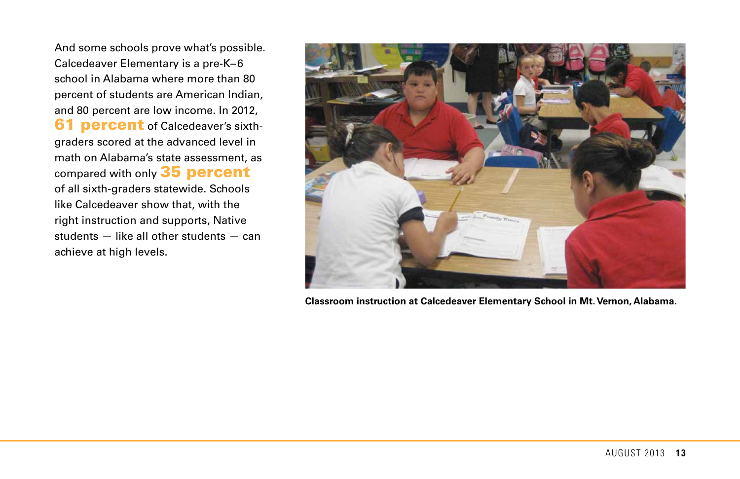And some schools prove what's possible. Calcedeaver Elementary is a pre-K–6 school in Alabama where more than 80 percent of students are American Indian, and 80 percent are low income. In 2012, **61 percent** of Calcedeaver's sixth-graders scored at the advanced level in math on Alabama's state assessment, as compared with only **35 percent** of all sixth-graders statewide. Schools like Calcedeaver show that, with the right instruction and supports, Native students — like all other students — can achieve at high levels.

**Classroom instruction at Calcedeaver Elementary School in Mt. Vernon, Alabama.**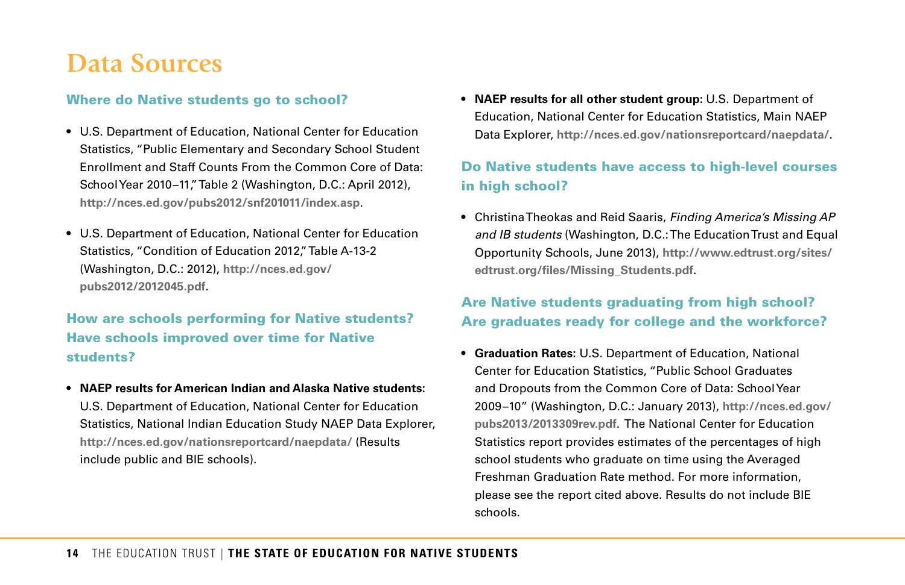# Data Sources

## Where do Native students go to school?

- U.S. Department of Education, National Center for Education Statistics, "Public Elementary and Secondary School Student Enrollment and Staff Counts From the Common Core of Data: School Year 2010–11," Table 2 (Washington, D.C.: April 2012), **http://nces.ed.gov/pubs2012/snf201011/index.asp**.
- U.S. Department of Education, National Center for Education Statistics, "Condition of Education 2012," Table A-13-2 (Washington, D.C.: 2012), **http://nces.ed.gov/pubs2012/2012045.pdf**.

## How are schools performing for Native students? Have schools improved over time for Native students?

- **NAEP results for American Indian and Alaska Native students:** U.S. Department of Education, National Center for Education Statistics, National Indian Education Study NAEP Data Explorer, **http://nces.ed.gov/nationsreportcard/naepdata/** (Results include public and BIE schools).
- **NAEP results for all other student group:** U.S. Department of Education, National Center for Education Statistics, Main NAEP Data Explorer, **http://nces.ed.gov/nationsreportcard/naepdata/**.

## Do Native students have access to high-level courses in high school?

- Christina Theokas and Reid Saaris, *Finding America's Missing AP and IB students* (Washington, D.C.: The Education Trust and Equal Opportunity Schools, June 2013), **http://www.edtrust.org/sites/edtrust.org/files/Missing_Students.pdf**.

## Are Native students graduating from high school? Are graduates ready for college and the workforce?

- **Graduation Rates:** U.S. Department of Education, National Center for Education Statistics, "Public School Graduates and Dropouts from the Common Core of Data: School Year 2009–10" (Washington, D.C.: January 2013), **http://nces.ed.gov/pubs2013/2013309rev.pdf**. The National Center for Education Statistics report provides estimates of the percentages of high school students who graduate on time using the Averaged Freshman Graduation Rate method. For more information, please see the report cited above. Results do not include BIE schools.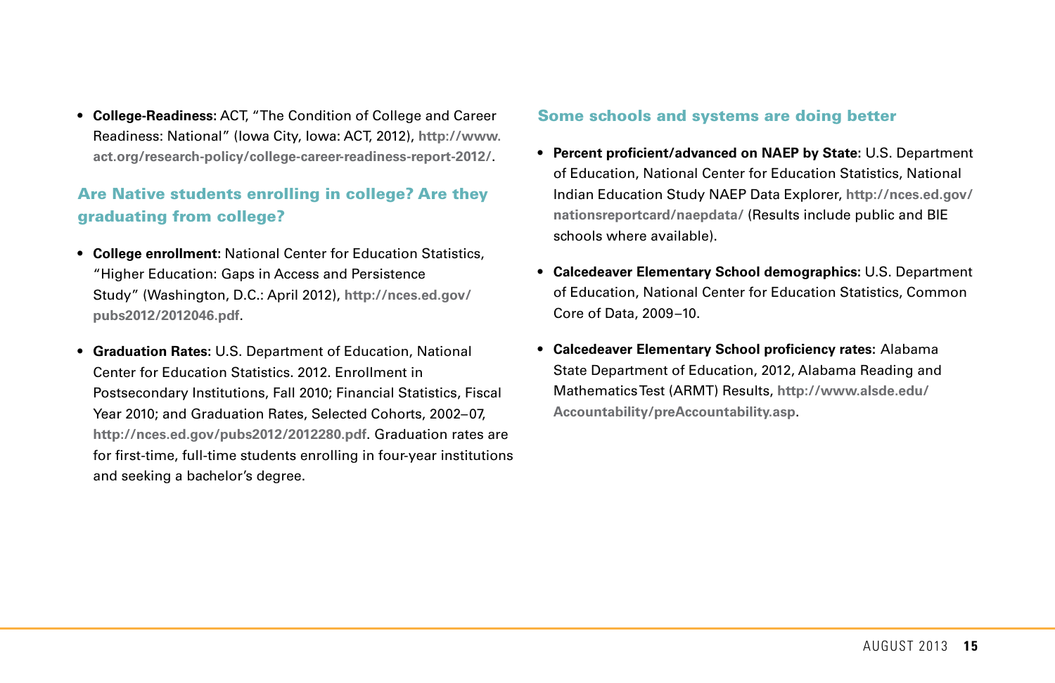- **College-Readiness:** ACT, "The Condition of College and Career Readiness: National" (Iowa City, Iowa: ACT, 2012), **http://www.act.org/research-policy/college-career-readiness-report-2012/**.

## Are Native students enrolling in college? Are they graduating from college?

- **College enrollment:** National Center for Education Statistics, "Higher Education: Gaps in Access and Persistence Study" (Washington, D.C.: April 2012), **http://nces.ed.gov/pubs2012/2012046.pdf**.

- **Graduation Rates:** U.S. Department of Education, National Center for Education Statistics. 2012. Enrollment in Postsecondary Institutions, Fall 2010; Financial Statistics, Fiscal Year 2010; and Graduation Rates, Selected Cohorts, 2002–07, **http://nces.ed.gov/pubs2012/2012280.pdf**. Graduation rates are for first-time, full-time students enrolling in four-year institutions and seeking a bachelor's degree.

## Some schools and systems are doing better

- **Percent proficient/advanced on NAEP by State:** U.S. Department of Education, National Center for Education Statistics, National Indian Education Study NAEP Data Explorer, **http://nces.ed.gov/nationsreportcard/naepdata/** (Results include public and BIE schools where available).

- **Calcedeaver Elementary School demographics:** U.S. Department of Education, National Center for Education Statistics, Common Core of Data, 2009–10.

- **Calcedeaver Elementary School proficiency rates:** Alabama State Department of Education, 2012, Alabama Reading and Mathematics Test (ARMT) Results, **http://www.alsde.edu/Accountability/preAccountability.asp**.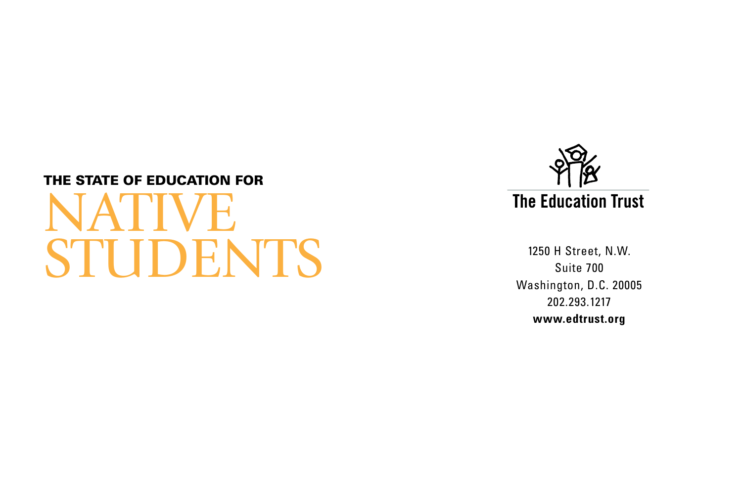THE STATE OF EDUCATION FOR

# NATIVE STUDENTS

The Education Trust

1250 H Street, N.W.
Suite 700
Washington, D.C. 20005
202.293.1217
**www.edtrust.org**